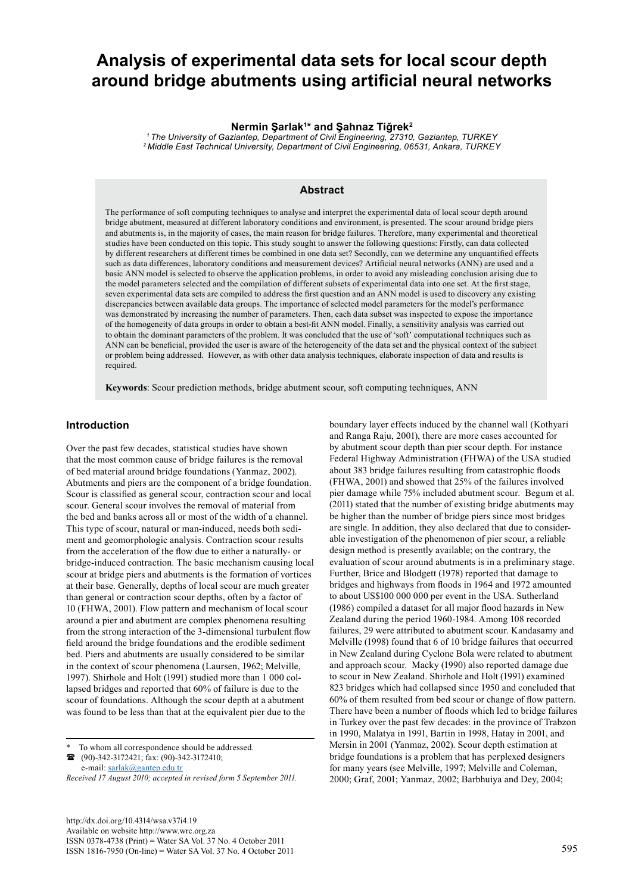# Analysis of experimental data sets for local scour depth around bridge abutments using artificial neural networks

**Nermin Şarlak[1]* and Şahnaz Tiğrek[2]**

*[1] The University of Gaziantep, Department of Civil Engineering, 27310, Gaziantep, TURKEY*
*[2] Middle East Technical University, Department of Civil Engineering, 06531, Ankara, TURKEY*

## Abstract

The performance of soft computing techniques to analyse and interpret the experimental data of local scour depth around bridge abutment, measured at different laboratory conditions and environment, is presented. The scour around bridge piers and abutments is, in the majority of cases, the main reason for bridge failures. Therefore, many experimental and theoretical studies have been conducted on this topic. This study sought to answer the following questions: Firstly, can data collected by different researchers at different times be combined in one data set? Secondly, can we determine any unquantified effects such as data differences, laboratory conditions and measurement devices? Artificial neural networks (ANN) are used and a basic ANN model is selected to observe the application problems, in order to avoid any misleading conclusion arising due to the model parameters selected and the compilation of different subsets of experimental data into one set. At the first stage, seven experimental data sets are compiled to address the first question and an ANN model is used to discovery any existing discrepancies between available data groups. The importance of selected model parameters for the model's performance was demonstrated by increasing the number of parameters. Then, each data subset was inspected to expose the importance of the homogeneity of data groups in order to obtain a best-fit ANN model. Finally, a sensitivity analysis was carried out to obtain the dominant parameters of the problem. It was concluded that the use of 'soft' computational techniques such as ANN can be beneficial, provided the user is aware of the heterogeneity of the data set and the physical context of the subject or problem being addressed. However, as with other data analysis techniques, elaborate inspection of data and results is required.

**Keywords**: Scour prediction methods, bridge abutment scour, soft computing techniques, ANN

## Introduction

Over the past few decades, statistical studies have shown that the most common cause of bridge failures is the removal of bed material around bridge foundations (Yanmaz, 2002). Abutments and piers are the component of a bridge foundation. Scour is classified as general scour, contraction scour and local scour. General scour involves the removal of material from the bed and banks across all or most of the width of a channel. This type of scour, natural or man-induced, needs both sediment and geomorphologic analysis. Contraction scour results from the acceleration of the flow due to either a naturally- or bridge-induced contraction. The basic mechanism causing local scour at bridge piers and abutments is the formation of vortices at their base. Generally, depths of local scour are much greater than general or contraction scour depths, often by a factor of 10 (FHWA, 2001). Flow pattern and mechanism of local scour around a pier and abutment are complex phenomena resulting from the strong interaction of the 3-dimensional turbulent flow field around the bridge foundations and the erodible sediment bed. Piers and abutments are usually considered to be similar in the context of scour phenomena (Laursen, 1962; Melville, 1997). Shirhole and Holt (1991) studied more than 1 000 collapsed bridges and reported that 60% of failure is due to the scour of foundations. Although the scour depth at a abutment was found to be less than that at the equivalent pier due to the boundary layer effects induced by the channel wall (Kothyari and Ranga Raju, 2001), there are more cases accounted for by abutment scour depth than pier scour depth. For instance Federal Highway Administration (FHWA) of the USA studied about 383 bridge failures resulting from catastrophic floods (FHWA, 2001) and showed that 25% of the failures involved pier damage while 75% included abutment scour. Begum et al. (2011) stated that the number of existing bridge abutments may be higher than the number of bridge piers since most bridges are single. In addition, they also declared that due to considerable investigation of the phenomenon of pier scour, a reliable design method is presently available; on the contrary, the evaluation of scour around abutments is in a preliminary stage. Further, Brice and Blodgett (1978) reported that damage to bridges and highways from floods in 1964 and 1972 amounted to about US$100 000 000 per event in the USA. Sutherland (1986) compiled a dataset for all major flood hazards in New Zealand during the period 1960-1984. Among 108 recorded failures, 29 were attributed to abutment scour. Kandasamy and Melville (1998) found that 6 of 10 bridge failures that occurred in New Zealand during Cyclone Bola were related to abutment and approach scour. Macky (1990) also reported damage due to scour in New Zealand. Shirhole and Holt (1991) examined 823 bridges which had collapsed since 1950 and concluded that 60% of them resulted from bed scour or change of flow pattern. There have been a number of floods which led to bridge failures in Turkey over the past few decades: in the province of Trabzon in 1990, Malatya in 1991, Bartin in 1998, Hatay in 2001, and Mersin in 2001 (Yanmaz, 2002). Scour depth estimation at bridge foundations is a problem that has perplexed designers for many years (see Melville, 1997; Melville and Coleman, 2000; Graf, 2001; Yanmaz, 2002; Barbhuiya and Dey, 2004;

---

\* To whom all correspondence should be addressed.
☎ (90)-342-3172421; fax: (90)-342-3172410;
e-mail: sarlak@gantep.edu.tr

*Received 17 August 2010; accepted in revised form 5 September 2011.*

http://dx.doi.org/10.4314/wsa.v37i4.19
Available on website http://www.wrc.org.za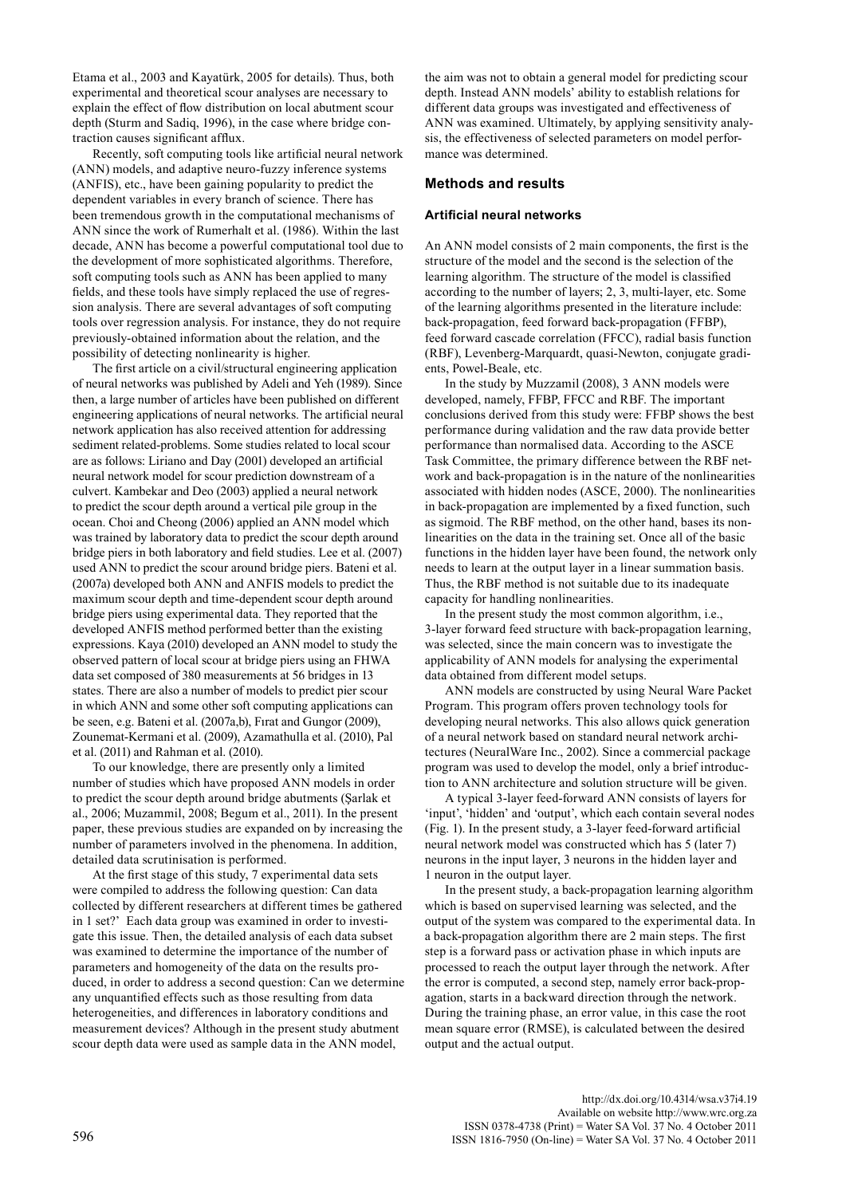Etama et al., 2003 and Kayatürk, 2005 for details). Thus, both experimental and theoretical scour analyses are necessary to explain the effect of flow distribution on local abutment scour depth (Sturm and Sadiq, 1996), in the case where bridge contraction causes significant afflux.

Recently, soft computing tools like artificial neural network (ANN) models, and adaptive neuro-fuzzy inference systems (ANFIS), etc., have been gaining popularity to predict the dependent variables in every branch of science. There has been tremendous growth in the computational mechanisms of ANN since the work of Rumerhalt et al. (1986). Within the last decade, ANN has become a powerful computational tool due to the development of more sophisticated algorithms. Therefore, soft computing tools such as ANN has been applied to many fields, and these tools have simply replaced the use of regression analysis. There are several advantages of soft computing tools over regression analysis. For instance, they do not require previously-obtained information about the relation, and the possibility of detecting nonlinearity is higher.

The first article on a civil/structural engineering application of neural networks was published by Adeli and Yeh (1989). Since then, a large number of articles have been published on different engineering applications of neural networks. The artificial neural network application has also received attention for addressing sediment related-problems. Some studies related to local scour are as follows: Liriano and Day (2001) developed an artificial neural network model for scour prediction downstream of a culvert. Kambekar and Deo (2003) applied a neural network to predict the scour depth around a vertical pile group in the ocean. Choi and Cheong (2006) applied an ANN model which was trained by laboratory data to predict the scour depth around bridge piers in both laboratory and field studies. Lee et al. (2007) used ANN to predict the scour around bridge piers. Bateni et al. (2007a) developed both ANN and ANFIS models to predict the maximum scour depth and time-dependent scour depth around bridge piers using experimental data. They reported that the developed ANFIS method performed better than the existing expressions. Kaya (2010) developed an ANN model to study the observed pattern of local scour at bridge piers using an FHWA data set composed of 380 measurements at 56 bridges in 13 states. There are also a number of models to predict pier scour in which ANN and some other soft computing applications can be seen, e.g. Bateni et al. (2007a,b), Fırat and Gungor (2009), Zounemat-Kermani et al. (2009), Azamathulla et al. (2010), Pal et al. (2011) and Rahman et al. (2010).

To our knowledge, there are presently only a limited number of studies which have proposed ANN models in order to predict the scour depth around bridge abutments (Şarlak et al., 2006; Muzammil, 2008; Begum et al., 2011). In the present paper, these previous studies are expanded on by increasing the number of parameters involved in the phenomena. In addition, detailed data scrutinisation is performed.

At the first stage of this study, 7 experimental data sets were compiled to address the following question: Can data collected by different researchers at different times be gathered in 1 set?' Each data group was examined in order to investigate this issue. Then, the detailed analysis of each data subset was examined to determine the importance of the number of parameters and homogeneity of the data on the results produced, in order to address a second question: Can we determine any unquantified effects such as those resulting from data heterogeneities, and differences in laboratory conditions and measurement devices? Although in the present study abutment scour depth data were used as sample data in the ANN model, the aim was not to obtain a general model for predicting scour depth. Instead ANN models' ability to establish relations for different data groups was investigated and effectiveness of ANN was examined. Ultimately, by applying sensitivity analysis, the effectiveness of selected parameters on model performance was determined.

## Methods and results

### Artificial neural networks

An ANN model consists of 2 main components, the first is the structure of the model and the second is the selection of the learning algorithm. The structure of the model is classified according to the number of layers; 2, 3, multi-layer, etc. Some of the learning algorithms presented in the literature include: back-propagation, feed forward back-propagation (FFBP), feed forward cascade correlation (FFCC), radial basis function (RBF), Levenberg-Marquardt, quasi-Newton, conjugate gradients, Powel-Beale, etc.

In the study by Muzzamil (2008), 3 ANN models were developed, namely, FFBP, FFCC and RBF. The important conclusions derived from this study were: FFBP shows the best performance during validation and the raw data provide better performance than normalised data. According to the ASCE Task Committee, the primary difference between the RBF network and back-propagation is in the nature of the nonlinearities associated with hidden nodes (ASCE, 2000). The nonlinearities in back-propagation are implemented by a fixed function, such as sigmoid. The RBF method, on the other hand, bases its nonlinearities on the data in the training set. Once all of the basic functions in the hidden layer have been found, the network only needs to learn at the output layer in a linear summation basis. Thus, the RBF method is not suitable due to its inadequate capacity for handling nonlinearities.

In the present study the most common algorithm, i.e., 3-layer forward feed structure with back-propagation learning, was selected, since the main concern was to investigate the applicability of ANN models for analysing the experimental data obtained from different model setups.

ANN models are constructed by using Neural Ware Packet Program. This program offers proven technology tools for developing neural networks. This also allows quick generation of a neural network based on standard neural network architectures (NeuralWare Inc., 2002). Since a commercial package program was used to develop the model, only a brief introduction to ANN architecture and solution structure will be given.

A typical 3-layer feed-forward ANN consists of layers for 'input', 'hidden' and 'output', which each contain several nodes (Fig. 1). In the present study, a 3-layer feed-forward artificial neural network model was constructed which has 5 (later 7) neurons in the input layer, 3 neurons in the hidden layer and 1 neuron in the output layer.

In the present study, a back-propagation learning algorithm which is based on supervised learning was selected, and the output of the system was compared to the experimental data. In a back-propagation algorithm there are 2 main steps. The first step is a forward pass or activation phase in which inputs are processed to reach the output layer through the network. After the error is computed, a second step, namely error back-propagation, starts in a backward direction through the network. During the training phase, an error value, in this case the root mean square error (RMSE), is calculated between the desired output and the actual output.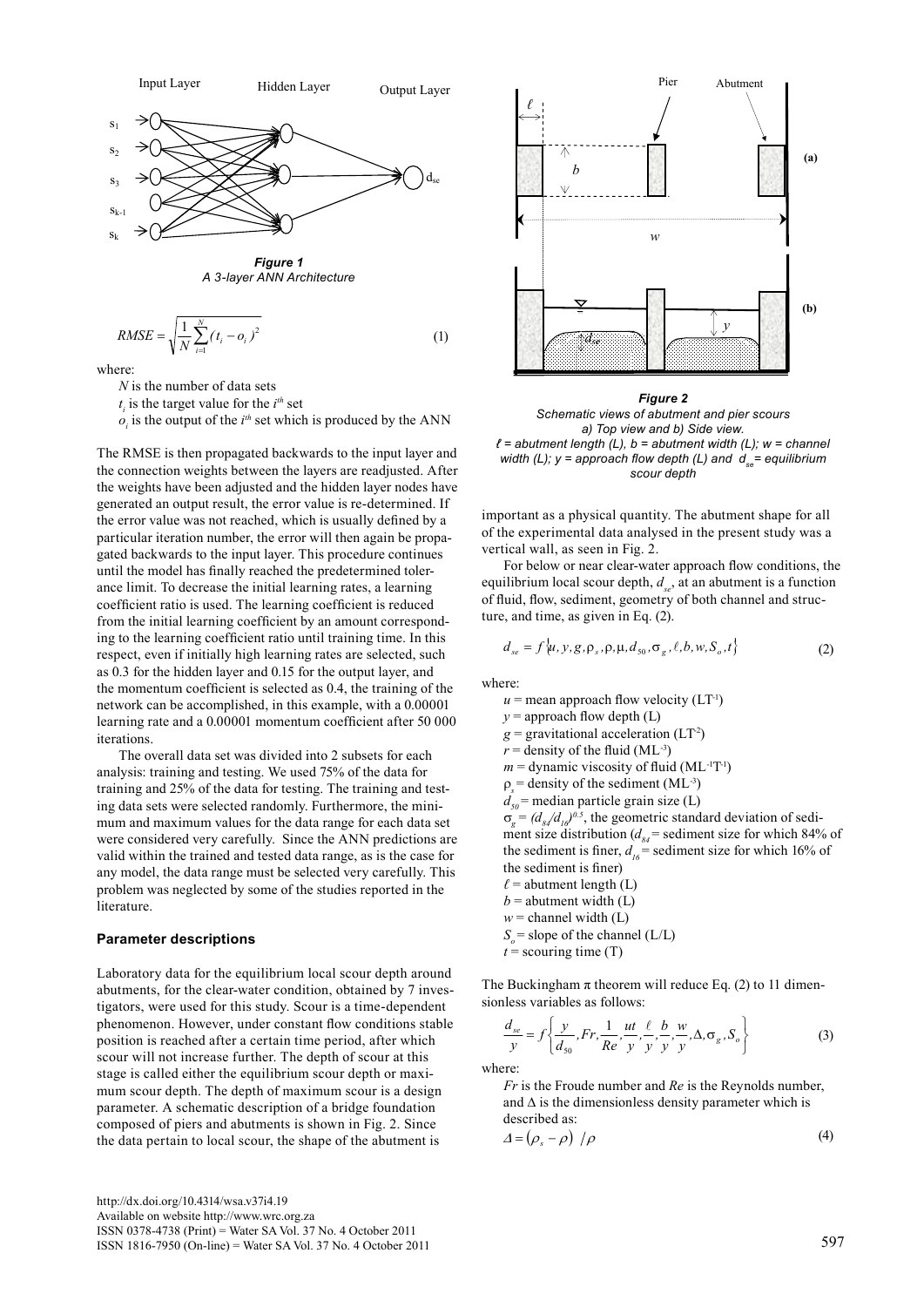**Figure 1**
*A 3-layer ANN Architecture*

$$RMSE = \sqrt{\frac{1}{N}\sum_{i=1}^{N}(t_i - o_i)^2} \quad (1)$$

where:

$N$ is the number of data sets
$t_i$ is the target value for the $i^{th}$ set
$o_i$ is the output of the $i^{th}$ set which is produced by the ANN

The RMSE is then propagated backwards to the input layer and the connection weights between the layers are readjusted. After the weights have been adjusted and the hidden layer nodes have generated an output result, the error value is re-determined. If the error value was not reached, which is usually defined by a particular iteration number, the error will then again be propagated backwards to the input layer. This procedure continues until the model has finally reached the predetermined tolerance limit. To decrease the initial learning rates, a learning coefficient ratio is used. The learning coefficient is reduced from the initial learning coefficient by an amount corresponding to the learning coefficient ratio until training time. In this respect, even if initially high learning rates are selected, such as 0.3 for the hidden layer and 0.15 for the output layer, and the momentum coefficient is selected as 0.4, the training of the network can be accomplished, in this example, with a 0.00001 learning rate and a 0.00001 momentum coefficient after 50 000 iterations.

The overall data set was divided into 2 subsets for each analysis: training and testing. We used 75% of the data for training and 25% of the data for testing. The training and testing data sets were selected randomly. Furthermore, the minimum and maximum values for the data range for each data set were considered very carefully. Since the ANN predictions are valid within the trained and tested data range, as is the case for any model, the data range must be selected very carefully. This problem was neglected by some of the studies reported in the literature.

### Parameter descriptions

Laboratory data for the equilibrium local scour depth around abutments, for the clear-water condition, obtained by 7 investigators, were used for this study. Scour is a time-dependent phenomenon. However, under constant flow conditions stable position is reached after a certain time period, after which scour will not increase further. The depth of scour at this stage is called either the equilibrium scour depth or maximum scour depth. The depth of maximum scour is a design parameter. A schematic description of a bridge foundation composed of piers and abutments is shown in Fig. 2. Since the data pertain to local scour, the shape of the abutment is important as a physical quantity. The abutment shape for all of the experimental data analysed in the present study was a vertical wall, as seen in Fig. 2.

**Figure 2**
*Schematic views of abutment and pier scours*
*a) Top view and b) Side view.*
*$\ell$ = abutment length (L), b = abutment width (L); w = channel width (L); y = approach flow depth (L) and $d_{se}$ = equilibrium scour depth*

For below or near clear-water approach flow conditions, the equilibrium local scour depth, $d_{se}$, at an abutment is a function of fluid, flow, sediment, geometry of both channel and structure, and time, as given in Eq. (2).

$$d_{se} = f\{u, y, g, \rho_s, \rho, \mu, d_{50}, \sigma_g, \ell, b, w, S_o, t\} \quad (2)$$

where:

$u$ = mean approach flow velocity ($LT^{-1}$)
$y$ = approach flow depth (L)
$g$ = gravitational acceleration ($LT^{-2}$)
$r$ = density of the fluid ($ML^{-3}$)
$m$ = dynamic viscosity of fluid ($ML^{-1}T^{-1}$)
$\rho_s$ = density of the sediment ($ML^{-3}$)
$d_{50}$ = median particle grain size (L)
$\sigma_g = (d_{84}/d_{16})^{0.5}$, the geometric standard deviation of sediment size distribution ($d_{84}$ = sediment size for which 84% of the sediment is finer, $d_{16}$ = sediment size for which 16% of the sediment is finer)
$\ell$ = abutment length (L)
$b$ = abutment width (L)
$w$ = channel width (L)
$S_o$ = slope of the channel (L/L)
$t$ = scouring time (T)

The Buckingham π theorem will reduce Eq. (2) to 11 dimensionless variables as follows:

$$\frac{d_{se}}{y} = f\left\{\frac{y}{d_{50}}, Fr, \frac{1}{Re}, \frac{ut}{y}, \frac{\ell}{y}, \frac{b}{y}, \frac{w}{y}, \Delta, \sigma_g, S_o\right\} \quad (3)$$

where:

$Fr$ is the Froude number and $Re$ is the Reynolds number, and $\Delta$ is the dimensionless density parameter which is described as:

$$\Delta = (\rho_s - \rho)\ /\rho \quad (4)$$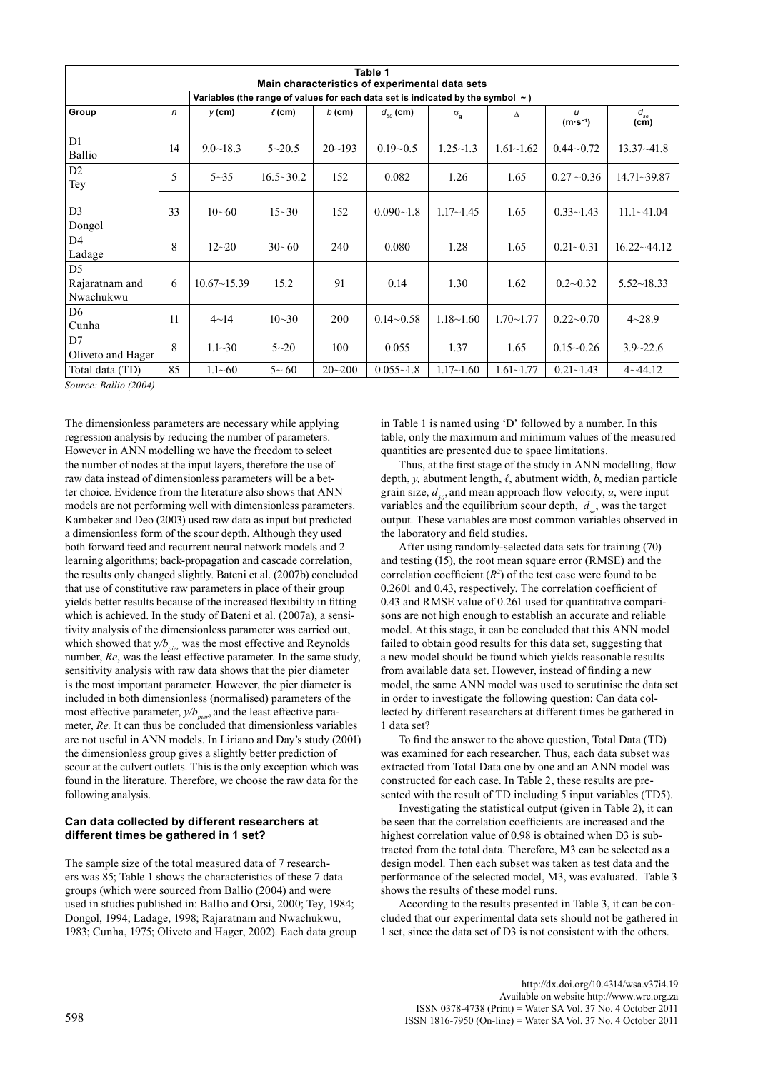**Table 1**
**Main characteristics of experimental data sets**

| | | Variables (the range of values for each data set is indicated by the symbol ~) | | | | | | | | |
|---|---|---|---|---|---|---|---|---|---|---|
| **Group** | $n$ | $y$ (cm) | $\ell$ (cm) | $b$ (cm) | $d_{50}$ (cm) | $\sigma_g$ | $\Delta$ | $u$ (m·s$^{-1}$) | $d_{se}$ (cm) |
| D1 Ballio | 14 | 9.0~18.3 | 5~20.5 | 20~193 | 0.19~0.5 | 1.25~1.3 | 1.61~1.62 | 0.44~0.72 | 13.37~41.8 |
| D2 Tey | 5 | 5~35 | 16.5~30.2 | 152 | 0.082 | 1.26 | 1.65 | 0.27 ~0.36 | 14.71~39.87 |
| D3 Dongol | 33 | 10~60 | 15~30 | 152 | 0.090~1.8 | 1.17~1.45 | 1.65 | 0.33~1.43 | 11.1~41.04 |
| D4 Ladage | 8 | 12~20 | 30~60 | 240 | 0.080 | 1.28 | 1.65 | 0.21~0.31 | 16.22~44.12 |
| D5 Rajaratnam and Nwachukwu | 6 | 10.67~15.39 | 15.2 | 91 | 0.14 | 1.30 | 1.62 | 0.2~0.32 | 5.52~18.33 |
| D6 Cunha | 11 | 4~14 | 10~30 | 200 | 0.14~0.58 | 1.18~1.60 | 1.70~1.77 | 0.22~0.70 | 4~28.9 |
| D7 Oliveto and Hager | 8 | 1.1~30 | 5~20 | 100 | 0.055 | 1.37 | 1.65 | 0.15~0.26 | 3.9~22.6 |
| Total data (TD) | 85 | 1.1~60 | 5~ 60 | 20~200 | 0.055~1.8 | 1.17~1.60 | 1.61~1.77 | 0.21~1.43 | 4~44.12 |

*Source: Ballio (2004)*

The dimensionless parameters are necessary while applying regression analysis by reducing the number of parameters. However in ANN modelling we have the freedom to select the number of nodes at the input layers, therefore the use of raw data instead of dimensionless parameters will be a better choice. Evidence from the literature also shows that ANN models are not performing well with dimensionless parameters. Kambeker and Deo (2003) used raw data as input but predicted a dimensionless form of the scour depth. Although they used both forward feed and recurrent neural network models and 2 learning algorithms; back-propagation and cascade correlation, the results only changed slightly. Bateni et al. (2007b) concluded that use of constitutive raw parameters in place of their group yields better results because of the increased flexibility in fitting which is achieved. In the study of Bateni et al. (2007a), a sensitivity analysis of the dimensionless parameter was carried out, which showed that $y/b_{pier}$ was the most effective and Reynolds number, $Re$, was the least effective parameter. In the same study, sensitivity analysis with raw data shows that the pier diameter is the most important parameter. However, the pier diameter is included in both dimensionless (normalised) parameters of the most effective parameter, $y/b_{pier}$, and the least effective parameter, $Re$. It can thus be concluded that dimensionless variables are not useful in ANN models. In Liriano and Day's study (2001) the dimensionless group gives a slightly better prediction of scour at the culvert outlets. This is the only exception which was found in the literature. Therefore, we choose the raw data for the following analysis.

### Can data collected by different researchers at different times be gathered in 1 set?

The sample size of the total measured data of 7 researchers was 85; Table 1 shows the characteristics of these 7 data groups (which were sourced from Ballio (2004) and were used in studies published in: Ballio and Orsi, 2000; Tey, 1984; Dongol, 1994; Ladage, 1998; Rajaratnam and Nwachukwu, 1983; Cunha, 1975; Oliveto and Hager, 2002). Each data group in Table 1 is named using 'D' followed by a number. In this table, only the maximum and minimum values of the measured quantities are presented due to space limitations.

Thus, at the first stage of the study in ANN modelling, flow depth, $y$, abutment length, $\ell$, abutment width, $b$, median particle grain size, $d_{50}$, and mean approach flow velocity, $u$, were input variables and the equilibrium scour depth, $d_{se}$, was the target output. These variables are most common variables observed in the laboratory and field studies.

After using randomly-selected data sets for training (70) and testing (15), the root mean square error (RMSE) and the correlation coefficient ($R^2$) of the test case were found to be 0.2601 and 0.43, respectively. The correlation coefficient of 0.43 and RMSE value of 0.261 used for quantitative comparisons are not high enough to establish an accurate and reliable model. At this stage, it can be concluded that this ANN model failed to obtain good results for this data set, suggesting that a new model should be found which yields reasonable results from available data set. However, instead of finding a new model, the same ANN model was used to scrutinise the data set in order to investigate the following question: Can data collected by different researchers at different times be gathered in 1 data set?

To find the answer to the above question, Total Data (TD) was examined for each researcher. Thus, each data subset was extracted from Total Data one by one and an ANN model was constructed for each case. In Table 2, these results are presented with the result of TD including 5 input variables (TD5).

Investigating the statistical output (given in Table 2), it can be seen that the correlation coefficients are increased and the highest correlation value of 0.98 is obtained when D3 is subtracted from the total data. Therefore, M3 can be selected as a design model. Then each subset was taken as test data and the performance of the selected model, M3, was evaluated. Table 3 shows the results of these model runs.

According to the results presented in Table 3, it can be concluded that our experimental data sets should not be gathered in 1 set, since the data set of D3 is not consistent with the others.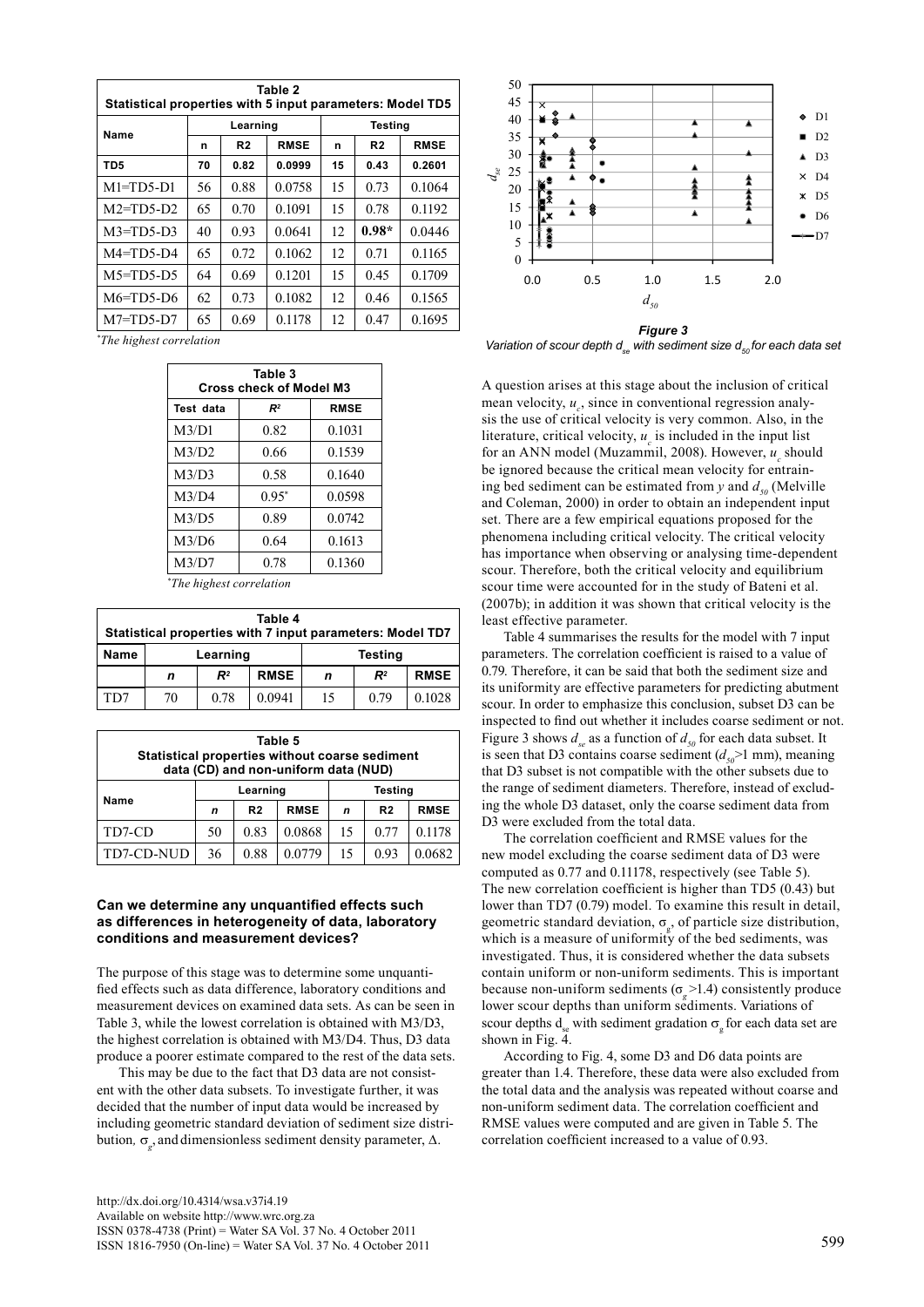**Table 2**
**Statistical properties with 5 input parameters: Model TD5**

| Name | Learning | | | Testing | | |
|---|---|---|---|---|---|---|
| | n | R2 | RMSE | n | R2 | RMSE |
| **TD5** | **70** | **0.82** | **0.0999** | **15** | **0.43** | **0.2601** |
| M1=TD5-D1 | 56 | 0.88 | 0.0758 | 15 | 0.73 | 0.1064 |
| M2=TD5-D2 | 65 | 0.70 | 0.1091 | 15 | 0.78 | 0.1192 |
| M3=TD5-D3 | 40 | 0.93 | 0.0641 | 12 | **0.98*** | 0.0446 |
| M4=TD5-D4 | 65 | 0.72 | 0.1062 | 12 | 0.71 | 0.1165 |
| M5=TD5-D5 | 64 | 0.69 | 0.1201 | 15 | 0.45 | 0.1709 |
| M6=TD5-D6 | 62 | 0.73 | 0.1082 | 12 | 0.46 | 0.1565 |
| M7=TD5-D7 | 65 | 0.69 | 0.1178 | 12 | 0.47 | 0.1695 |

*\*The highest correlation*

**Table 3**
**Cross check of Model M3**

| Test data | $R^2$ | RMSE |
|---|---|---|
| M3/D1 | 0.82 | 0.1031 |
| M3/D2 | 0.66 | 0.1539 |
| M3/D3 | 0.58 | 0.1640 |
| M3/D4 | 0.95* | 0.0598 |
| M3/D5 | 0.89 | 0.0742 |
| M3/D6 | 0.64 | 0.1613 |
| M3/D7 | 0.78 | 0.1360 |

*\*The highest correlation*

**Table 4**
**Statistical properties with 7 input parameters: Model TD7**

| Name | Learning | | | Testing | | |
|---|---|---|---|---|---|---|
| | *n* | $R^2$ | RMSE | *n* | $R^2$ | RMSE |
| TD7 | 70 | 0.78 | 0.0941 | 15 | 0.79 | 0.1028 |

**Table 5**
**Statistical properties without coarse sediment data (CD) and non-uniform data (NUD)**

| Name | Learning | | | Testing | | |
|---|---|---|---|---|---|---|
| | *n* | R2 | RMSE | *n* | R2 | RMSE |
| TD7-CD | 50 | 0.83 | 0.0868 | 15 | 0.77 | 0.1178 |
| TD7-CD-NUD | 36 | 0.88 | 0.0779 | 15 | 0.93 | 0.0682 |

### Can we determine any unquantified effects such as differences in heterogeneity of data, laboratory conditions and measurement devices?

The purpose of this stage was to determine some unquantified effects such as data difference, laboratory conditions and measurement devices on examined data sets. As can be seen in Table 3, while the lowest correlation is obtained with M3/D3, the highest correlation is obtained with M3/D4. Thus, D3 data produce a poorer estimate compared to the rest of the data sets.

This may be due to the fact that D3 data are not consistent with the other data subsets. To investigate further, it was decided that the number of input data would be increased by including geometric standard deviation of sediment size distribution, $\sigma_g$, and dimensionless sediment density parameter, $\Delta$.

**Figure 3**
*Variation of scour depth $d_{se}$ with sediment size $d_{50}$ for each data set*

A question arises at this stage about the inclusion of critical mean velocity, $u_c$, since in conventional regression analysis the use of critical velocity is very common. Also, in the literature, critical velocity, $u_c$ is included in the input list for an ANN model (Muzammil, 2008). However, $u_c$ should be ignored because the critical mean velocity for entraining bed sediment can be estimated from $y$ and $d_{50}$ (Melville and Coleman, 2000) in order to obtain an independent input set. There are a few empirical equations proposed for the phenomena including critical velocity. The critical velocity has importance when observing or analysing time-dependent scour. Therefore, both the critical velocity and equilibrium scour time were accounted for in the study of Bateni et al. (2007b); in addition it was shown that critical velocity is the least effective parameter.

Table 4 summarises the results for the model with 7 input parameters. The correlation coefficient is raised to a value of 0.79. Therefore, it can be said that both the sediment size and its uniformity are effective parameters for predicting abutment scour. In order to emphasize this conclusion, subset D3 can be inspected to find out whether it includes coarse sediment or not. Figure 3 shows $d_{se}$ as a function of $d_{50}$ for each data subset. It is seen that D3 contains coarse sediment ($d_{50}$>1 mm), meaning that D3 subset is not compatible with the other subsets due to the range of sediment diameters. Therefore, instead of excluding the whole D3 dataset, only the coarse sediment data from D3 were excluded from the total data.

The correlation coefficient and RMSE values for the new model excluding the coarse sediment data of D3 were computed as 0.77 and 0.11178, respectively (see Table 5). The new correlation coefficient is higher than TD5 (0.43) but lower than TD7 (0.79) model. To examine this result in detail, geometric standard deviation, $\sigma_g$, of particle size distribution, which is a measure of uniformity of the bed sediments, was investigated. Thus, it is considered whether the data subsets contain uniform or non-uniform sediments. This is important because non-uniform sediments ($\sigma_g$>1.4) consistently produce lower scour depths than uniform sediments. Variations of scour depths $d_{se}$ with sediment gradation $\sigma_g$ for each data set are shown in Fig. 4.

According to Fig. 4, some D3 and D6 data points are greater than 1.4. Therefore, these data were also excluded from the total data and the analysis was repeated without coarse and non-uniform sediment data. The correlation coefficient and RMSE values were computed and are given in Table 5. The correlation coefficient increased to a value of 0.93.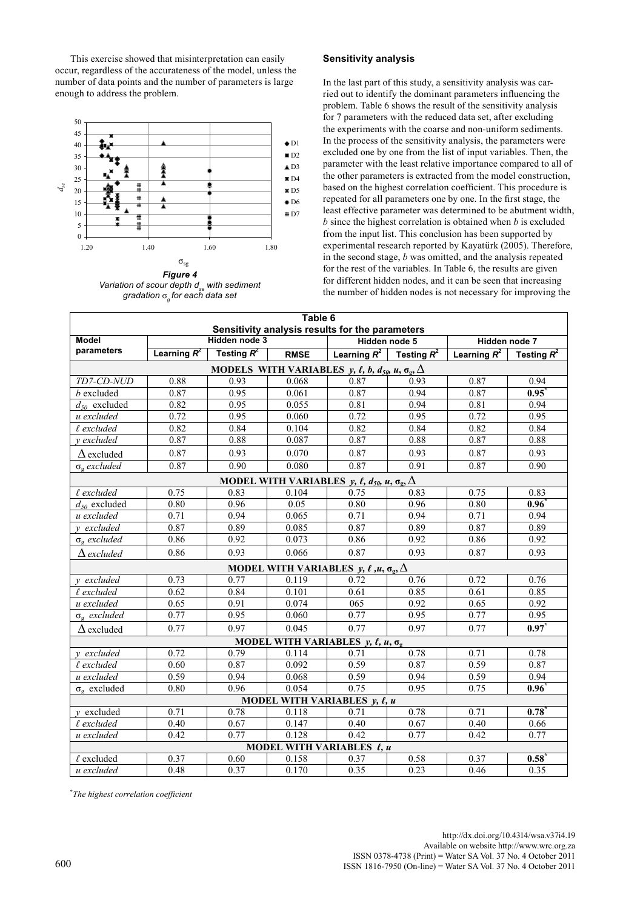This exercise showed that misinterpretation can easily occur, regardless of the accurateness of the model, unless the number of data points and the number of parameters is large enough to address the problem.

***Figure 4***
*Variation of scour depth $d_{se}$ with sediment gradation $\sigma_g$ for each data set*

**Sensitivity analysis**

In the last part of this study, a sensitivity analysis was carried out to identify the dominant parameters influencing the problem. Table 6 shows the result of the sensitivity analysis for 7 parameters with the reduced data set, after excluding the experiments with the coarse and non-uniform sediments. In the process of the sensitivity analysis, the parameters were excluded one by one from the list of input variables. Then, the parameter with the least relative importance compared to all of the other parameters is extracted from the model construction, based on the highest correlation coefficient. This procedure is repeated for all parameters one by one. In the first stage, the least effective parameter was determined to be abutment width, $b$ since the highest correlation is obtained when $b$ is excluded from the input list. This conclusion has been supported by experimental research reported by Kayatürk (2005). Therefore, in the second stage, $b$ was omitted, and the analysis repeated for the rest of the variables. In Table 6, the results are given for different hidden nodes, and it can be seen that increasing the number of hidden nodes is not necessary for improving the

**Table 6**
**Sensitivity analysis results for the parameters**

| Model parameters | Hidden node 3 | | | Hidden node 5 | | Hidden node 7 | |
|---|---|---|---|---|---|---|---|
| | Learning $R^2$ | Testing $R^2$ | RMSE | Learning $R^2$ | Testing $R^2$ | Learning $R^2$ | Testing $R^2$ |
| **MODELS WITH VARIABLES $y$, $\ell$, $b$, $d_{50}$, $u$, $\sigma_g$, $\Delta$** | | | | | | | |
| *TD7-CD-NUD* | 0.88 | 0.93 | 0.068 | 0.87 | 0.93 | 0.87 | 0.94 |
| $b$ excluded | 0.87 | 0.95 | 0.061 | 0.87 | 0.94 | 0.87 | **0.95**[*] |
| $d_{50}$ excluded | 0.82 | 0.95 | 0.055 | 0.81 | 0.94 | 0.81 | 0.94 |
| *u excluded* | 0.72 | 0.95 | 0.060 | 0.72 | 0.95 | 0.72 | 0.95 |
| *ℓ excluded* | 0.82 | 0.84 | 0.104 | 0.82 | 0.84 | 0.82 | 0.84 |
| *y excluded* | 0.87 | 0.88 | 0.087 | 0.87 | 0.88 | 0.87 | 0.88 |
| $\Delta$ excluded | 0.87 | 0.93 | 0.070 | 0.87 | 0.93 | 0.87 | 0.93 |
| $\sigma_g$ *excluded* | 0.87 | 0.90 | 0.080 | 0.87 | 0.91 | 0.87 | 0.90 |
| **MODEL WITH VARIABLES $y$, $\ell$, $d_{50}$, $u$, $\sigma_g$, $\Delta$** | | | | | | | |
| *ℓ excluded* | 0.75 | 0.83 | 0.104 | 0.75 | 0.83 | 0.75 | 0.83 |
| $d_{50}$ excluded | 0.80 | 0.96 | 0.05 | 0.80 | 0.96 | 0.80 | **0.96**[*] |
| *u excluded* | 0.71 | 0.94 | 0.065 | 0.71 | 0.94 | 0.71 | 0.94 |
| *y excluded* | 0.87 | 0.89 | 0.085 | 0.87 | 0.89 | 0.87 | 0.89 |
| $\sigma_g$ *excluded* | 0.86 | 0.92 | 0.073 | 0.86 | 0.92 | 0.86 | 0.92 |
| $\Delta$ *excluded* | 0.86 | 0.93 | 0.066 | 0.87 | 0.93 | 0.87 | 0.93 |
| **MODEL WITH VARIABLES $y$, $\ell$, $u$, $\sigma_g$, $\Delta$** | | | | | | | |
| *y excluded* | 0.73 | 0.77 | 0.119 | 0.72 | 0.76 | 0.72 | 0.76 |
| *ℓ excluded* | 0.62 | 0.84 | 0.101 | 0.61 | 0.85 | 0.61 | 0.85 |
| *u excluded* | 0.65 | 0.91 | 0.074 | 065 | 0.92 | 0.65 | 0.92 |
| $\sigma_g$ *excluded* | 0.77 | 0.95 | 0.060 | 0.77 | 0.95 | 0.77 | 0.95 |
| $\Delta$ excluded | 0.77 | 0.97 | 0.045 | 0.77 | 0.97 | 0.77 | **0.97**[*] |
| **MODEL WITH VARIABLES $y$, $\ell$, $u$, $\sigma_g$** | | | | | | | |
| *y excluded* | 0.72 | 0.79 | 0.114 | 0.71 | 0.78 | 0.71 | 0.78 |
| *ℓ excluded* | 0.60 | 0.87 | 0.092 | 0.59 | 0.87 | 0.59 | 0.87 |
| *u excluded* | 0.59 | 0.94 | 0.068 | 0.59 | 0.94 | 0.59 | 0.94 |
| $\sigma_g$ excluded | 0.80 | 0.96 | 0.054 | 0.75 | 0.95 | 0.75 | **0.96**[*] |
| **MODEL WITH VARIABLES $y$, $\ell$, $u$** | | | | | | | |
| *y* excluded | 0.71 | 0.78 | 0.118 | 0.71 | 0.78 | 0.71 | **0.78**[*] |
| *ℓ excluded* | 0.40 | 0.67 | 0.147 | 0.40 | 0.67 | 0.40 | 0.66 |
| *u excluded* | 0.42 | 0.77 | 0.128 | 0.42 | 0.77 | 0.42 | 0.77 |
| **MODEL WITH VARIABLES $\ell$, $u$** | | | | | | | |
| *ℓ* excluded | 0.37 | 0.60 | 0.158 | 0.37 | 0.58 | 0.37 | **0.58**[*] |
| *u excluded* | 0.48 | 0.37 | 0.170 | 0.35 | 0.23 | 0.46 | 0.35 |

[*] *The highest correlation coefficient*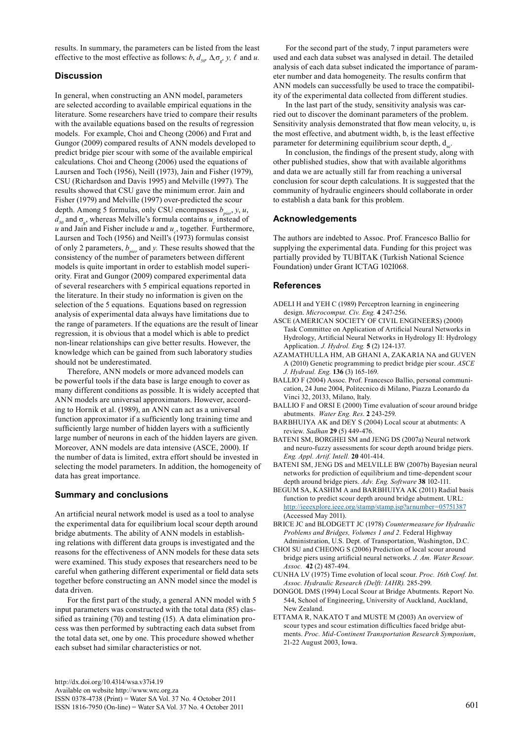results. In summary, the parameters can be listed from the least effective to the most effective as follows: $b$, $d_{50}$, $\Delta$,$\sigma_g$, $y$, $\ell$ and $u$.

## Discussion

In general, when constructing an ANN model, parameters are selected according to available empirical equations in the literature. Some researchers have tried to compare their results with the available equations based on the results of regression models. For example, Choi and Cheong (2006) and Frat and Gungor (2009) compared results of ANN models developed to predict bridge pier scour with some of the available empirical calculations. Choi and Cheong (2006) used the equations of Laursen and Toch (1956), Neill (1973), Jain and Fisher (1979), CSU (Richardson and Davis 1995) and Melville (1997). The results showed that CSU gave the minimum error. Jain and Fisher (1979) and Melville (1997) over-predicted the scour depth. Among 5 formulas, only CSU encompasses $b_{pier}$, $y$, $u$, $d_{50}$ and $\sigma_g$, whereas Melville's formula contains $u_c$ instead of $u$ and Jain and Fisher include $u$ and $u_c$, together. Furthermore, Laursen and Toch (1956) and Neill's (1973) formulas consist of only 2 parameters, $b_{pier}$ and $y$. These results showed that the consistency of the number of parameters between different models is quite important in order to establish model superiority. Firat and Gungor (2009) compared experimental data of several researchers with 5 empirical equations reported in the literature. In their study no information is given on the selection of the 5 equations. Equations based on regression analysis of experimental data always have limitations due to the range of parameters. If the equations are the result of linear regression, it is obvious that a model which is able to predict non-linear relationships can give better results. However, the knowledge which can be gained from such laboratory studies should not be underestimated.

Therefore, ANN models or more advanced models can be powerful tools if the data base is large enough to cover as many different conditions as possible. It is widely accepted that ANN models are universal approximators. However, according to Hornik et al. (1989), an ANN can act as a universal function approximator if a sufficiently long training time and sufficiently large number of hidden layers with a sufficiently large number of neurons in each of the hidden layers are given. Moreover, ANN models are data intensive (ASCE, 2000). If the number of data is limited, extra effort should be invested in selecting the model parameters. In addition, the homogeneity of data has great importance.

## Summary and conclusions

An artificial neural network model is used as a tool to analyse the experimental data for equilibrium local scour depth around bridge abutments. The ability of ANN models in establishing relations with different data groups is investigated and the reasons for the effectiveness of ANN models for these data sets were examined. This study exposes that researchers need to be careful when gathering different experimental or field data sets together before constructing an ANN model since the model is data driven.

For the first part of the study, a general ANN model with 5 input parameters was constructed with the total data (85) classified as training (70) and testing (15). A data elimination process was then performed by subtracting each data subset from the total data set, one by one. This procedure showed whether each subset had similar characteristics or not.

For the second part of the study, 7 input parameters were used and each data subset was analysed in detail. The detailed analysis of each data subset indicated the importance of parameter number and data homogeneity. The results confirm that ANN models can successfully be used to trace the compatibility of the experimental data collected from different studies.

In the last part of the study, sensitivity analysis was carried out to discover the dominant parameters of the problem. Sensitivity analysis demonstrated that flow mean velocity, u, is the most effective, and abutment width, b, is the least effective parameter for determining equilibrium scour depth, $d_{se}$.

In conclusion, the findings of the present study, along with other published studies, show that with available algorithms and data we are actually still far from reaching a universal conclusion for scour depth calculations. It is suggested that the community of hydraulic engineers should collaborate in order to establish a data bank for this problem.

## Acknowledgements

The authors are indebted to Assoc. Prof. Francesco Ballio for supplying the experimental data. Funding for this project was partially provided by TUBİTAK (Turkish National Science Foundation) under Grant ICTAG 102I068.

## References

ADELI H and YEH C (1989) Perceptron learning in engineering design. *Microcomput. Civ. Eng.* **4** 247-256.

ASCE (AMERICAN SOCIETY OF CIVIL ENGINEERS) (2000) Task Committee on Application of Artificial Neural Networks in Hydrology, Artificial Neural Networks in Hydrology II: Hydrology Application. *J. Hydrol. Eng.* **5** (2) 124-137.

AZAMATHULLA HM, AB GHANI A, ZAKARIA NA and GUVEN A (2010) Genetic programming to predict bridge pier scour. *ASCE J. Hydraul. Eng.* **136** (3) 165-169.

BALLIO F (2004) Assoc. Prof. Francesco Ballio, personal communication, 24 June 2004, Politecnico di Milano, Piazza Leonardo da Vinci 32, 20133, Milano, Italy.

BALLIO F and ORSI E (2000) Time evaluation of scour around bridge abutments. *Water Eng. Res.* **2** 243-259.

BARBHUIYA AK and DEY S (2004) Local scour at abutments: A review. *Sadhan* **29** (5) 449-476.

BATENI SM, BORGHEI SM and JENG DS (2007a) Neural network and neuro-fuzzy assessments for scour depth around bridge piers. *Eng. Appl. Artif. Intell.* **20** 401-414.

BATENI SM, JENG DS and MELVILLE BW (2007b) Bayesian neural networks for prediction of equilibrium and time-dependent scour depth around bridge piers. *Adv. Eng. Software* **38** 102-111.

BEGUM SA, KASHIM A and BARBHUIYA AK (2011) Radial basis function to predict scour depth around bridge abutment. URL: http://ieeexplore.ieee.org/stamp/stamp.jsp?arnumber=05751387 (Accessed May 2011).

BRICE JC and BLODGETT JC (1978) *Countermeasure for Hydraulic Problems and Bridges, Volumes 1 and 2.* Federal Highway Administration, U.S. Dept. of Transportation, Washington, D.C.

CHOI SU and CHEONG S (2006) Prediction of local scour around bridge piers using artificial neural networks. *J. Am. Water Resour. Assoc.* **42** (2) 487-494.

CUNHA LV (1975) Time evolution of local scour. *Proc. 16th Conf. Int. Assoc. Hydraulic Research (Delft: IAHR).* 285-299.

DONGOL DMS (1994) Local Scour at Bridge Abutments. Report No. 544, School of Engineering, University of Auckland, Auckland, New Zealand.

ETTAMA R, NAKATO T and MUSTE M (2003) An overview of scour types and scour estimation difficulties faced bridge abutments. *Proc. Mid-Continent Transportation Research Symposium*, 21-22 August 2003, Iowa.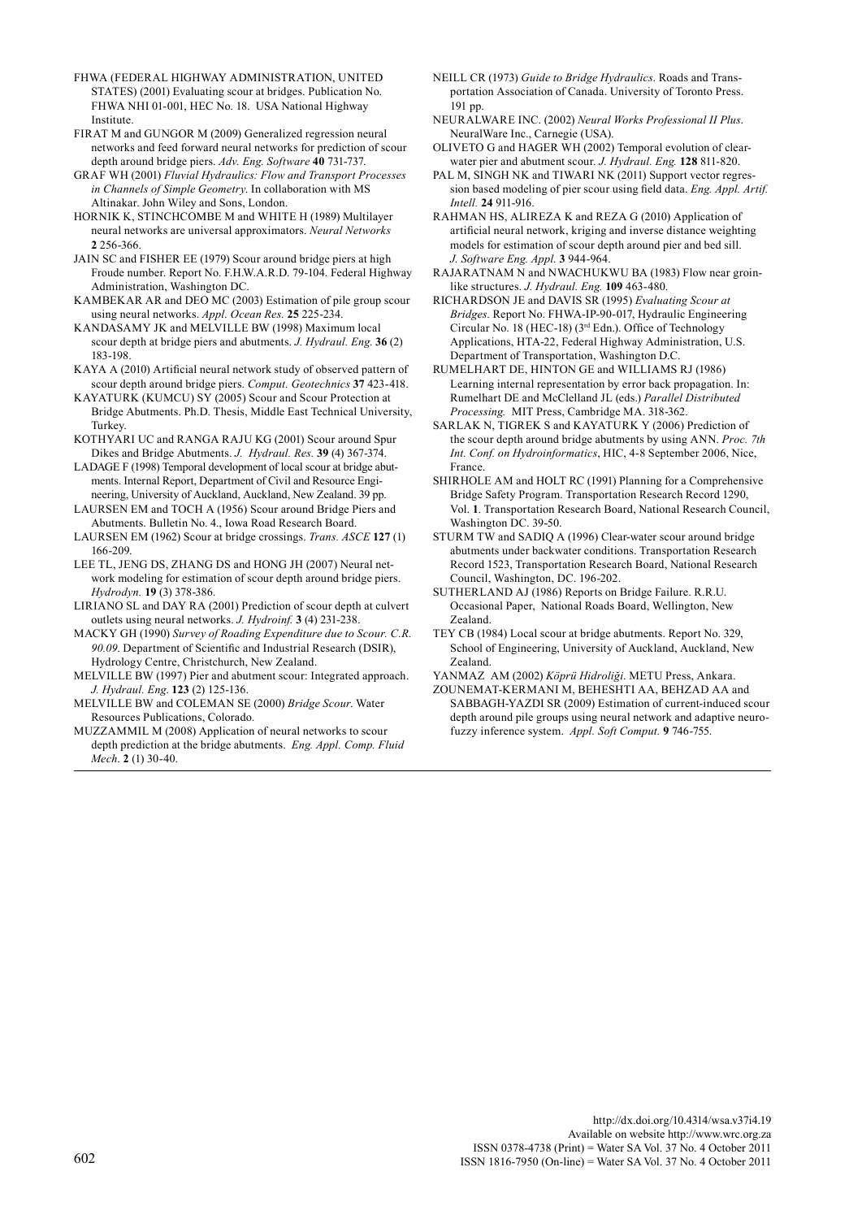FHWA (FEDERAL HIGHWAY ADMINISTRATION, UNITED STATES) (2001) Evaluating scour at bridges. Publication No. FHWA NHI 01-001, HEC No. 18. USA National Highway Institute.

FIRAT M and GUNGOR M (2009) Generalized regression neural networks and feed forward neural networks for prediction of scour depth around bridge piers. *Adv. Eng. Software* **40** 731-737.

GRAF WH (2001) *Fluvial Hydraulics: Flow and Transport Processes in Channels of Simple Geometry*. In collaboration with MS Altinakar. John Wiley and Sons, London.

HORNIK K, STINCHCOMBE M and WHITE H (1989) Multilayer neural networks are universal approximators. *Neural Networks* **2** 256-366.

JAIN SC and FISHER EE (1979) Scour around bridge piers at high Froude number. Report No. F.H.W.A.R.D. 79-104. Federal Highway Administration, Washington DC.

KAMBEKAR AR and DEO MC (2003) Estimation of pile group scour using neural networks. *Appl. Ocean Res.* **25** 225-234.

KANDASAMY JK and MELVILLE BW (1998) Maximum local scour depth at bridge piers and abutments. *J. Hydraul. Eng.* **36** (2) 183-198.

KAYA A (2010) Artificial neural network study of observed pattern of scour depth around bridge piers. *Comput. Geotechnics* **37** 423-418.

KAYATURK (KUMCU) SY (2005) Scour and Scour Protection at Bridge Abutments. Ph.D. Thesis, Middle East Technical University, Turkey.

KOTHYARI UC and RANGA RAJU KG (2001) Scour around Spur Dikes and Bridge Abutments. *J. Hydraul. Res.* **39** (4) 367-374.

LADAGE F (1998) Temporal development of local scour at bridge abutments. Internal Report, Department of Civil and Resource Engineering, University of Auckland, Auckland, New Zealand. 39 pp.

LAURSEN EM and TOCH A (1956) Scour around Bridge Piers and Abutments. Bulletin No. 4., Iowa Road Research Board.

LAURSEN EM (1962) Scour at bridge crossings. *Trans. ASCE* **127** (1) 166-209.

LEE TL, JENG DS, ZHANG DS and HONG JH (2007) Neural network modeling for estimation of scour depth around bridge piers. *Hydrodyn.* **19** (3) 378-386.

LIRIANO SL and DAY RA (2001) Prediction of scour depth at culvert outlets using neural networks. *J. Hydroinf.* **3** (4) 231-238.

MACKY GH (1990) *Survey of Roading Expenditure due to Scour. C.R. 90.09*. Department of Scientific and Industrial Research (DSIR), Hydrology Centre, Christchurch, New Zealand.

MELVILLE BW (1997) Pier and abutment scour: Integrated approach. *J. Hydraul. Eng.* **123** (2) 125-136.

MELVILLE BW and COLEMAN SE (2000) *Bridge Scour*. Water Resources Publications, Colorado.

MUZZAMMIL M (2008) Application of neural networks to scour depth prediction at the bridge abutments. *Eng. Appl. Comp. Fluid Mech.* **2** (1) 30-40.

NEILL CR (1973) *Guide to Bridge Hydraulics*. Roads and Transportation Association of Canada. University of Toronto Press. 191 pp.

NEURALWARE INC. (2002) *Neural Works Professional II Plus*. NeuralWare Inc., Carnegie (USA).

OLIVETO G and HAGER WH (2002) Temporal evolution of clear-water pier and abutment scour. *J. Hydraul. Eng.* **128** 811-820.

PAL M, SINGH NK and TIWARI NK (2011) Support vector regression based modeling of pier scour using field data. *Eng. Appl. Artif. Intell.* **24** 911-916.

RAHMAN HS, ALIREZA K and REZA G (2010) Application of artificial neural network, kriging and inverse distance weighting models for estimation of scour depth around pier and bed sill. *J. Software Eng. Appl.* **3** 944-964.

RAJARATNAM N and NWACHUKWU BA (1983) Flow near groin-like structures. *J. Hydraul. Eng.* **109** 463-480.

RICHARDSON JE and DAVIS SR (1995) *Evaluating Scour at Bridges*. Report No. FHWA-IP-90-017, Hydraulic Engineering Circular No. 18 (HEC-18) (3rd Edn.). Office of Technology Applications, HTA-22, Federal Highway Administration, U.S. Department of Transportation, Washington D.C.

RUMELHART DE, HINTON GE and WILLIAMS RJ (1986) Learning internal representation by error back propagation. In: Rumelhart DE and McClelland JL (eds.) *Parallel Distributed Processing.* MIT Press, Cambridge MA. 318-362.

SARLAK N, TIGREK S and KAYATURK Y (2006) Prediction of the scour depth around bridge abutments by using ANN. *Proc. 7th Int. Conf. on Hydroinformatics*, HIC, 4-8 September 2006, Nice, France.

SHIRHOLE AM and HOLT RC (1991) Planning for a Comprehensive Bridge Safety Program. Transportation Research Record 1290, Vol. **1**. Transportation Research Board, National Research Council, Washington DC. 39-50.

STURM TW and SADIQ A (1996) Clear-water scour around bridge abutments under backwater conditions. Transportation Research Record 1523, Transportation Research Board, National Research Council, Washington, DC. 196-202.

SUTHERLAND AJ (1986) Reports on Bridge Failure. R.R.U. Occasional Paper, National Roads Board, Wellington, New Zealand.

TEY CB (1984) Local scour at bridge abutments. Report No. 329, School of Engineering, University of Auckland, Auckland, New Zealand.

YANMAZ AM (2002) *Köprü Hidroliği*. METU Press, Ankara.

ZOUNEMAT-KERMANI M, BEHESHTI AA, BEHZAD AA and SABBAGH-YAZDI SR (2009) Estimation of current-induced scour depth around pile groups using neural network and adaptive neuro-fuzzy inference system. *Appl. Soft Comput.* **9** 746-755.